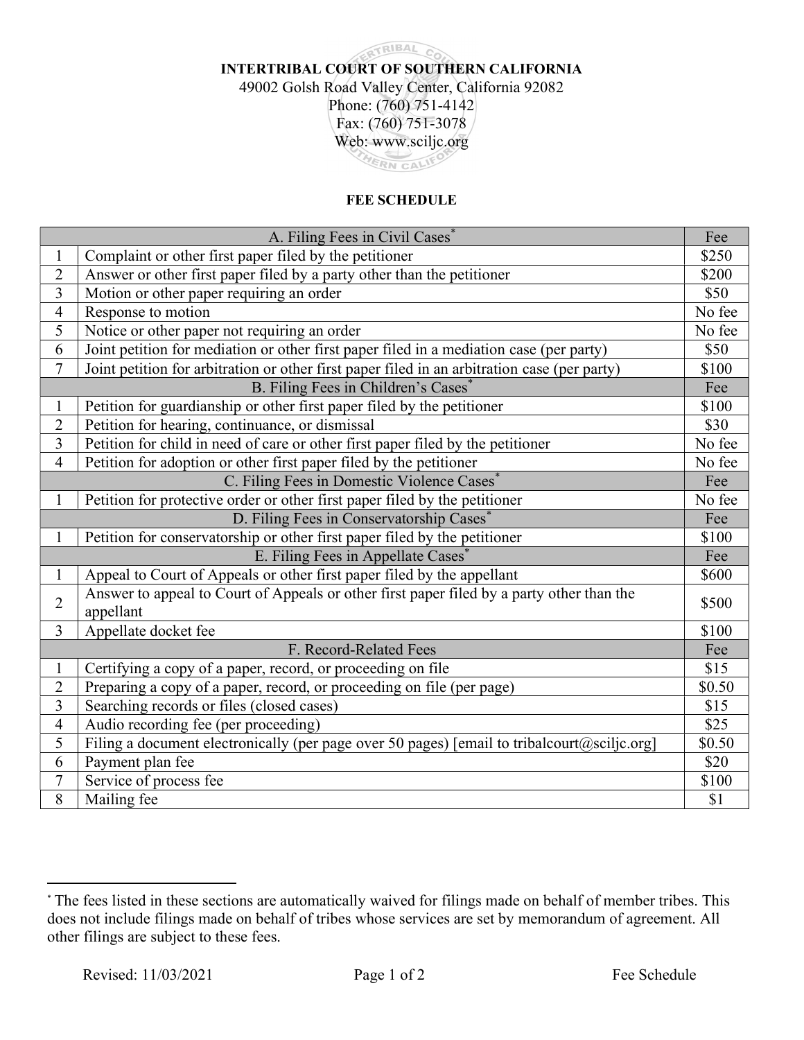**INTERTRIBAL COURT OF SOUTHERN CALIFORNIA**
49002 Golsh Road Valley Center, California 92082
Phone: (760) 751-4142
Fax: (760) 751-3078
Web: www.sciljc.org

# FEE SCHEDULE

| | A. Filing Fees in Civil Cases* | Fee |
|---|---|---|
| 1 | Complaint or other first paper filed by the petitioner | $250 |
| 2 | Answer or other first paper filed by a party other than the petitioner | $200 |
| 3 | Motion or other paper requiring an order | $50 |
| 4 | Response to motion | No fee |
| 5 | Notice or other paper not requiring an order | No fee |
| 6 | Joint petition for mediation or other first paper filed in a mediation case (per party) | $50 |
| 7 | Joint petition for arbitration or other first paper filed in an arbitration case (per party) | $100 |
| | **B. Filing Fees in Children's Cases*** | **Fee** |
| 1 | Petition for guardianship or other first paper filed by the petitioner | $100 |
| 2 | Petition for hearing, continuance, or dismissal | $30 |
| 3 | Petition for child in need of care or other first paper filed by the petitioner | No fee |
| 4 | Petition for adoption or other first paper filed by the petitioner | No fee |
| | **C. Filing Fees in Domestic Violence Cases*** | **Fee** |
| 1 | Petition for protective order or other first paper filed by the petitioner | No fee |
| | **D. Filing Fees in Conservatorship Cases*** | **Fee** |
| 1 | Petition for conservatorship or other first paper filed by the petitioner | $100 |
| | **E. Filing Fees in Appellate Cases*** | **Fee** |
| 1 | Appeal to Court of Appeals or other first paper filed by the appellant | $600 |
| 2 | Answer to appeal to Court of Appeals or other first paper filed by a party other than the appellant | $500 |
| 3 | Appellate docket fee | $100 |
| | **F. Record-Related Fees** | **Fee** |
| 1 | Certifying a copy of a paper, record, or proceeding on file | $15 |
| 2 | Preparing a copy of a paper, record, or proceeding on file (per page) | $0.50 |
| 3 | Searching records or files (closed cases) | $15 |
| 4 | Audio recording fee (per proceeding) | $25 |
| 5 | Filing a document electronically (per page over 50 pages) [email to tribalcourt@sciljc.org] | $0.50 |
| 6 | Payment plan fee | $20 |
| 7 | Service of process fee | $100 |
| 8 | Mailing fee | $1 |

* The fees listed in these sections are automatically waived for filings made on behalf of member tribes. This does not include filings made on behalf of tribes whose services are set by memorandum of agreement. All other filings are subject to these fees.

Revised: 11/03/2021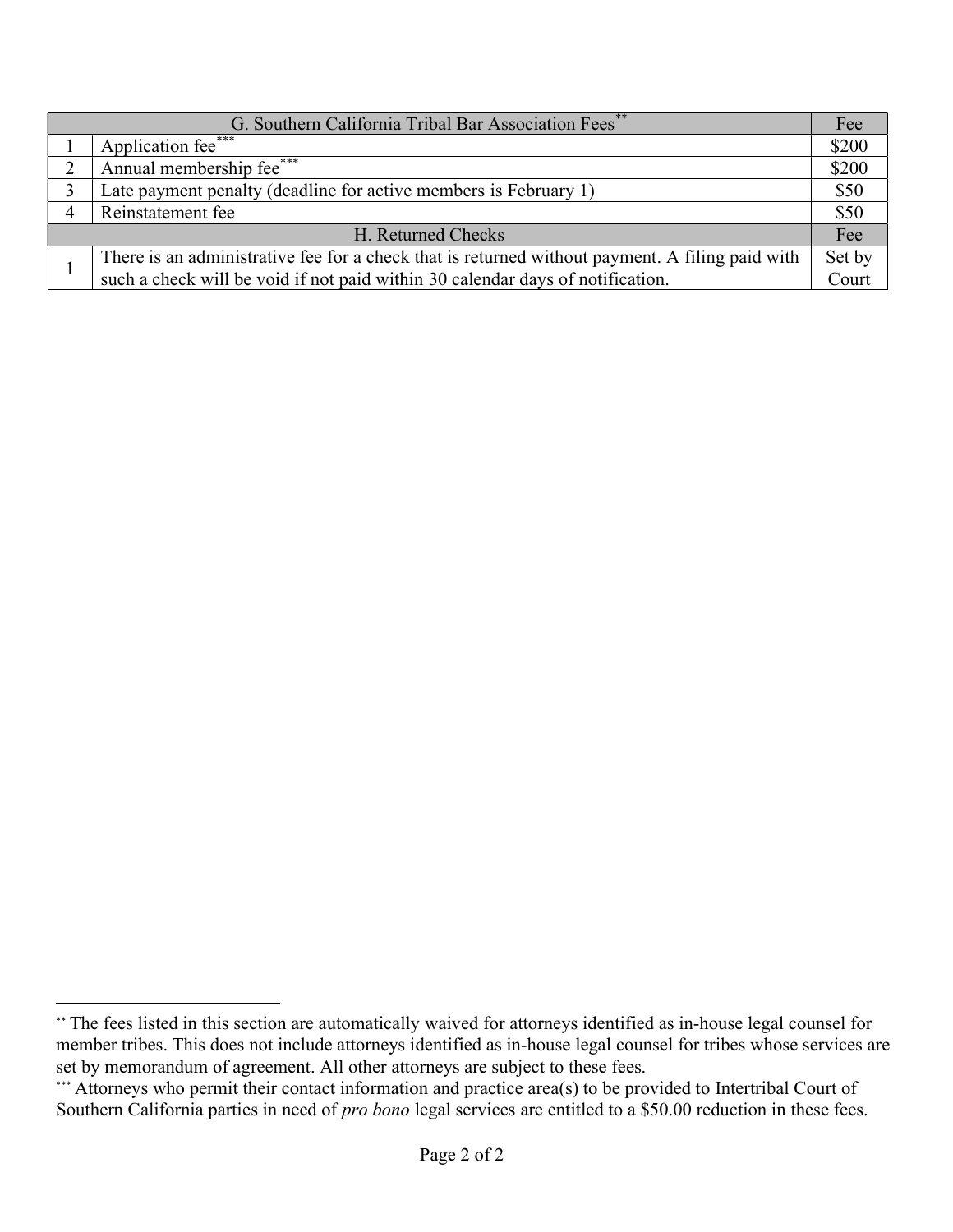| | G. Southern California Tribal Bar Association Fees[**] | Fee |
|---|---|---|
| 1 | Application fee[***] | $200 |
| 2 | Annual membership fee[***] | $200 |
| 3 | Late payment penalty (deadline for active members is February 1) | $50 |
| 4 | Reinstatement fee | $50 |
| | H. Returned Checks | Fee |
| 1 | There is an administrative fee for a check that is returned without payment. A filing paid with such a check will be void if not paid within 30 calendar days of notification. | Set by Court |

[**] The fees listed in this section are automatically waived for attorneys identified as in-house legal counsel for member tribes. This does not include attorneys identified as in-house legal counsel for tribes whose services are set by memorandum of agreement. All other attorneys are subject to these fees.

[***] Attorneys who permit their contact information and practice area(s) to be provided to Intertribal Court of Southern California parties in need of *pro bono* legal services are entitled to a $50.00 reduction in these fees.